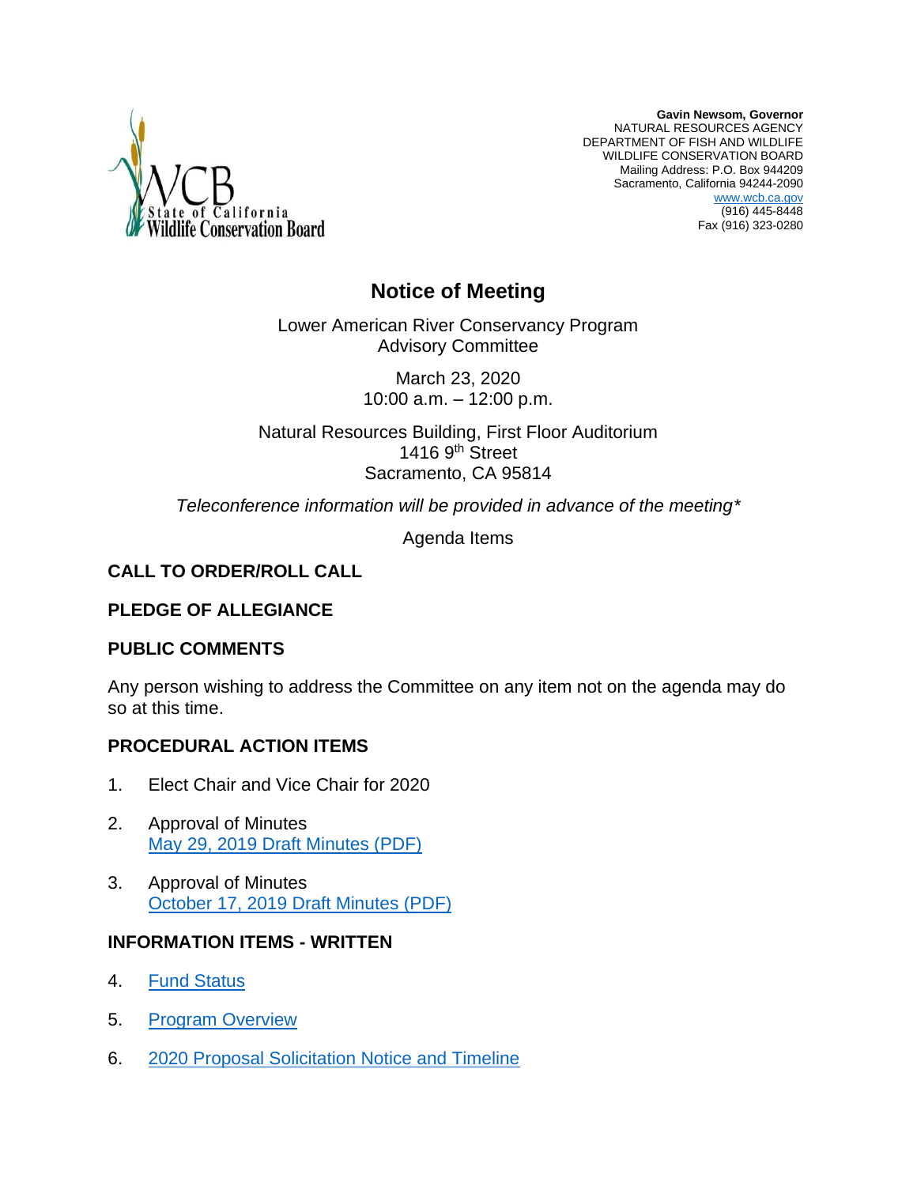**Gavin Newsom, Governor**
NATURAL RESOURCES AGENCY
DEPARTMENT OF FISH AND WILDLIFE
WILDLIFE CONSERVATION BOARD
Mailing Address: P.O. Box 944209
Sacramento, California 94244-2090
www.wcb.ca.gov
(916) 445-8448
Fax (916) 323-0280

# Notice of Meeting

Lower American River Conservancy Program
Advisory Committee

March 23, 2020
10:00 a.m. – 12:00 p.m.

Natural Resources Building, First Floor Auditorium
1416 9th Street
Sacramento, CA 95814

*Teleconference information will be provided in advance of the meeting**

Agenda Items

## CALL TO ORDER/ROLL CALL

## PLEDGE OF ALLEGIANCE

## PUBLIC COMMENTS

Any person wishing to address the Committee on any item not on the agenda may do so at this time.

## PROCEDURAL ACTION ITEMS

1. Elect Chair and Vice Chair for 2020

2. Approval of Minutes
   May 29, 2019 Draft Minutes (PDF)

3. Approval of Minutes
   October 17, 2019 Draft Minutes (PDF)

## INFORMATION ITEMS - WRITTEN

4. Fund Status

5. Program Overview

6. 2020 Proposal Solicitation Notice and Timeline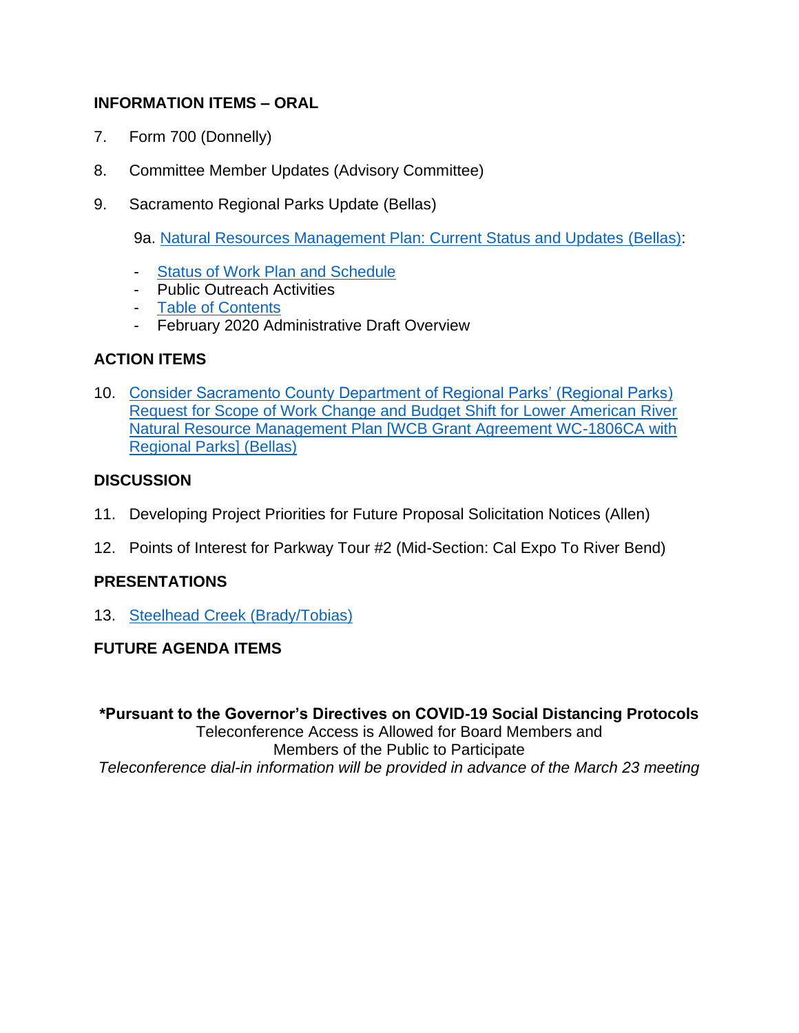**INFORMATION ITEMS – ORAL**

7. Form 700 (Donnelly)

8. Committee Member Updates (Advisory Committee)

9. Sacramento Regional Parks Update (Bellas)

   9a. Natural Resources Management Plan: Current Status and Updates (Bellas):

   - Status of Work Plan and Schedule
   - Public Outreach Activities
   - Table of Contents
   - February 2020 Administrative Draft Overview

**ACTION ITEMS**

10. Consider Sacramento County Department of Regional Parks' (Regional Parks) Request for Scope of Work Change and Budget Shift for Lower American River Natural Resource Management Plan [WCB Grant Agreement WC-1806CA with Regional Parks] (Bellas)

**DISCUSSION**

11. Developing Project Priorities for Future Proposal Solicitation Notices (Allen)

12. Points of Interest for Parkway Tour #2 (Mid-Section: Cal Expo To River Bend)

**PRESENTATIONS**

13. Steelhead Creek (Brady/Tobias)

**FUTURE AGENDA ITEMS**

**\*Pursuant to the Governor's Directives on COVID-19 Social Distancing Protocols**
Teleconference Access is Allowed for Board Members and
Members of the Public to Participate
*Teleconference dial-in information will be provided in advance of the March 23 meeting*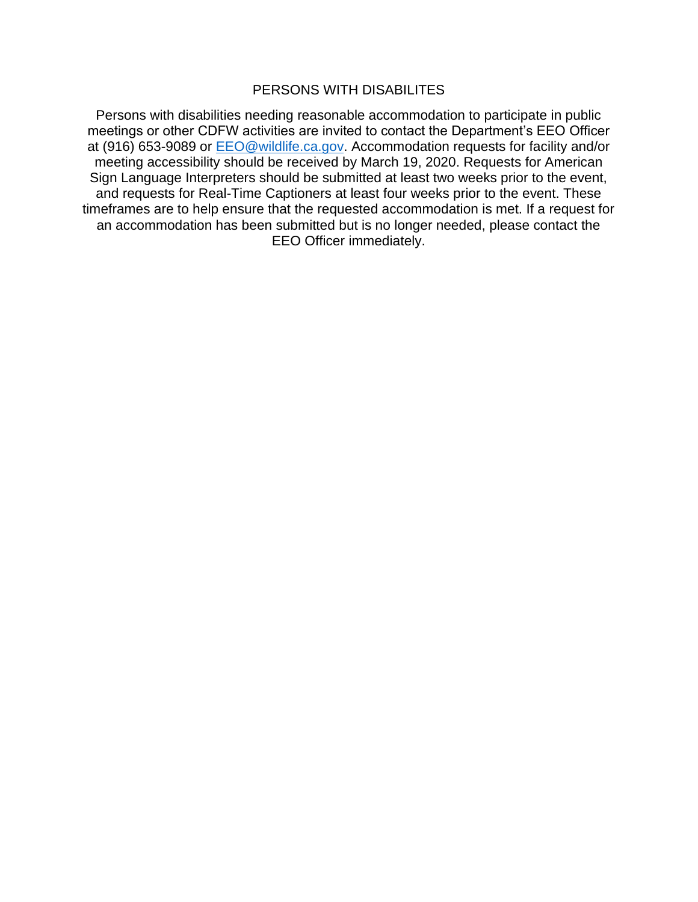## PERSONS WITH DISABILITES

Persons with disabilities needing reasonable accommodation to participate in public meetings or other CDFW activities are invited to contact the Department's EEO Officer at (916) 653-9089 or EEO@wildlife.ca.gov. Accommodation requests for facility and/or meeting accessibility should be received by March 19, 2020. Requests for American Sign Language Interpreters should be submitted at least two weeks prior to the event, and requests for Real-Time Captioners at least four weeks prior to the event. These timeframes are to help ensure that the requested accommodation is met. If a request for an accommodation has been submitted but is no longer needed, please contact the EEO Officer immediately.